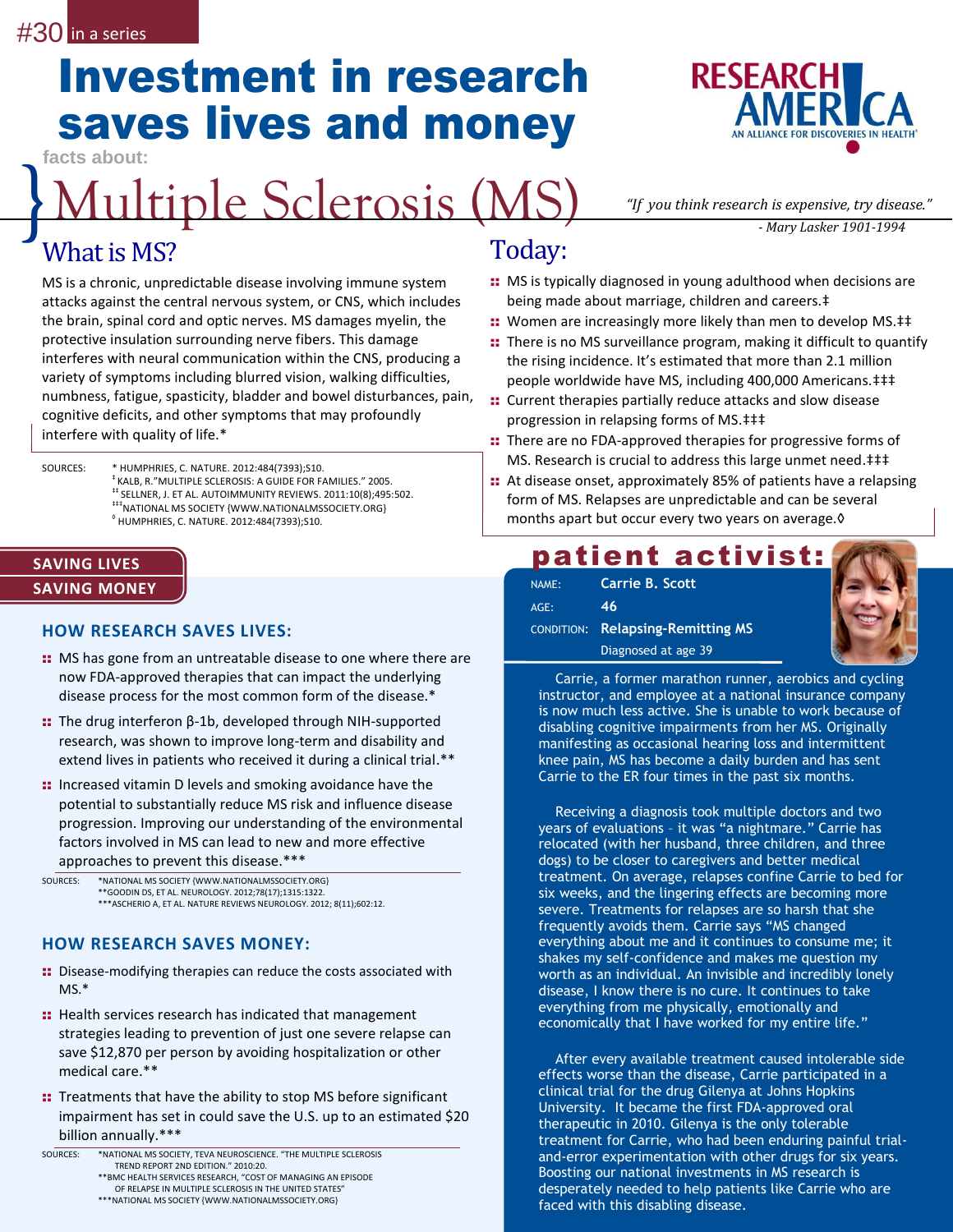#30 in a series

# Investment in research saves lives and money

facts about:

# Multiple Sclerosis (MS)

*"If you think research is expensive, try disease."*
*- Mary Lasker 1901-1994*

RESEARCH AMERICA
AN ALLIANCE FOR DISCOVERIES IN HEALTH

## What is MS?

MS is a chronic, unpredictable disease involving immune system attacks against the central nervous system, or CNS, which includes the brain, spinal cord and optic nerves. MS damages myelin, the protective insulation surrounding nerve fibers. This damage interferes with neural communication within the CNS, producing a variety of symptoms including blurred vision, walking difficulties, numbness, fatigue, spasticity, bladder and bowel disturbances, pain, cognitive deficits, and other symptoms that may profoundly interfere with quality of life.*

SOURCES:
* HUMPHRIES, C. NATURE. 2012:484(7393);S10.
‡ KALB, R."MULTIPLE SCLEROSIS: A GUIDE FOR FAMILIES." 2005.
‡‡ SELLNER, J. ET AL. AUTOIMMUNITY REVIEWS. 2011:10(8);495:502.
‡‡‡ NATIONAL MS SOCIETY (WWW.NATIONALMSSOCIETY.ORG)
◊ HUMPHRIES, C. NATURE. 2012:484(7393);S10.

## Today:

- MS is typically diagnosed in young adulthood when decisions are being made about marriage, children and careers.‡
- Women are increasingly more likely than men to develop MS.‡‡
- There is no MS surveillance program, making it difficult to quantify the rising incidence. It's estimated that more than 2.1 million people worldwide have MS, including 400,000 Americans.‡‡‡
- Current therapies partially reduce attacks and slow disease progression in relapsing forms of MS.‡‡‡
- There are no FDA-approved therapies for progressive forms of MS. Research is crucial to address this large unmet need.‡‡‡
- At disease onset, approximately 85% of patients have a relapsing form of MS. Relapses are unpredictable and can be several months apart but occur every two years on average.◊

## SAVING LIVES
## SAVING MONEY

### HOW RESEARCH SAVES LIVES:

- MS has gone from an untreatable disease to one where there are now FDA-approved therapies that can impact the underlying disease process for the most common form of the disease.*
- The drug interferon β-1b, developed through NIH-supported research, was shown to improve long-term and disability and extend lives in patients who received it during a clinical trial.**
- Increased vitamin D levels and smoking avoidance have the potential to substantially reduce MS risk and influence disease progression. Improving our understanding of the environmental factors involved in MS can lead to new and more effective approaches to prevent this disease.***

SOURCES:
*NATIONAL MS SOCIETY (WWW.NATIONALMSSOCIETY.ORG)
**GOODIN DS, ET AL. NEUROLOGY. 2012;78(17);1315:1322.
***ASCHERIO A, ET AL. NATURE REVIEWS NEUROLOGY. 2012; 8(11);602:12.

### HOW RESEARCH SAVES MONEY:

- Disease-modifying therapies can reduce the costs associated with MS.*
- Health services research has indicated that management strategies leading to prevention of just one severe relapse can save $12,870 per person by avoiding hospitalization or other medical care.**
- Treatments that have the ability to stop MS before significant impairment has set in could save the U.S. up to an estimated $20 billion annually.***

SOURCES:
*NATIONAL MS SOCIETY, TEVA NEUROSCIENCE. "THE MULTIPLE SCLEROSIS TREND REPORT 2ND EDITION." 2010:20.
**BMC HEALTH SERVICES RESEARCH, "COST OF MANAGING AN EPISODE OF RELAPSE IN MULTIPLE SCLEROSIS IN THE UNITED STATES"
***NATIONAL MS SOCIETY (WWW.NATIONALMSSOCIETY.ORG)

## patient activist:

NAME: **Carrie B. Scott**
AGE: **46**
CONDITION: **Relapsing-Remitting MS**
Diagnosed at age 39

Carrie, a former marathon runner, aerobics and cycling instructor, and employee at a national insurance company is now much less active. She is unable to work because of disabling cognitive impairments from her MS. Originally manifesting as occasional hearing loss and intermittent knee pain, MS has become a daily burden and has sent Carrie to the ER four times in the past six months.

Receiving a diagnosis took multiple doctors and two years of evaluations – it was "a nightmare." Carrie has relocated (with her husband, three children, and three dogs) to be closer to caregivers and better medical treatment. On average, relapses confine Carrie to bed for six weeks, and the lingering effects are becoming more severe. Treatments for relapses are so harsh that she frequently avoids them. Carrie says "MS changed everything about me and it continues to consume me; it shakes my self-confidence and makes me question my worth as an individual. An invisible and incredibly lonely disease, I know there is no cure. It continues to take everything from me physically, emotionally and economically that I have worked for my entire life."

After every available treatment caused intolerable side effects worse than the disease, Carrie participated in a clinical trial for the drug Gilenya at Johns Hopkins University. It became the first FDA-approved oral therapeutic in 2010. Gilenya is the only tolerable treatment for Carrie, who had been enduring painful trial-and-error experimentation with other drugs for six years. Boosting our national investments in MS research is desperately needed to help patients like Carrie who are faced with this disabling disease.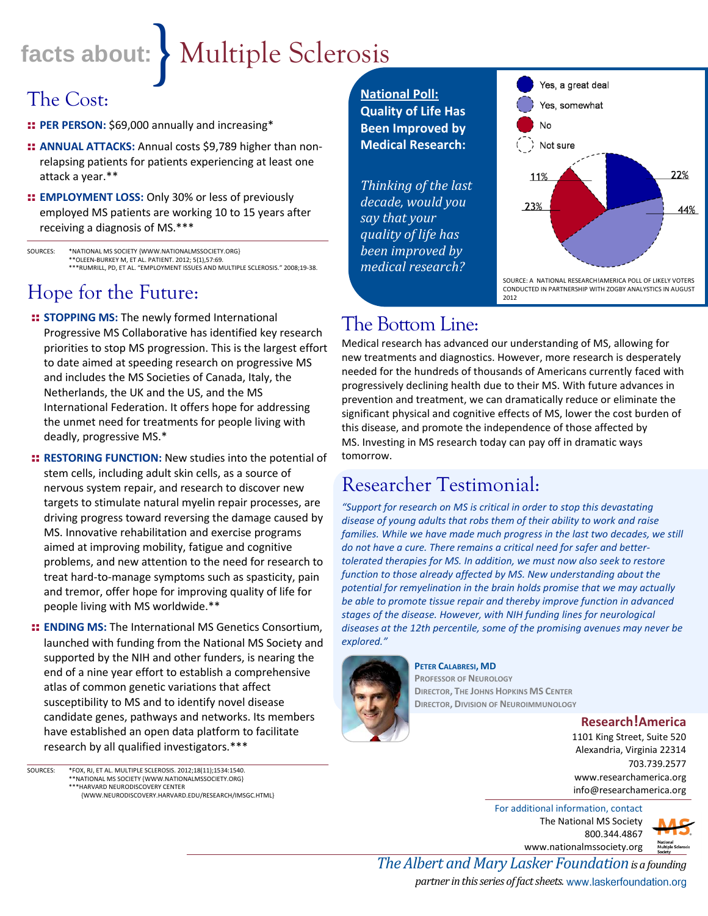# facts about: Multiple Sclerosis

## The Cost:

- **PER PERSON:** $69,000 annually and increasing*
- **ANNUAL ATTACKS:** Annual costs $9,789 higher than non-relapsing patients for patients experiencing at least one attack a year.**
- **EMPLOYMENT LOSS:** Only 30% or less of previously employed MS patients are working 10 to 15 years after receiving a diagnosis of MS.***

SOURCES: *NATIONAL MS SOCIETY (WWW.NATIONALMSSOCIETY.ORG)
**OLEEN-BURKEY M, ET AL. PATIENT. 2012; 5(1),57:69.
***RUMRILL, PD, ET AL. "EMPLOYMENT ISSUES AND MULTIPLE SCLEROSIS." 2008;19-38.

## Hope for the Future:

- **STOPPING MS:** The newly formed International Progressive MS Collaborative has identified key research priorities to stop MS progression. This is the largest effort to date aimed at speeding research on progressive MS and includes the MS Societies of Canada, Italy, the Netherlands, the UK and the US, and the MS International Federation. It offers hope for addressing the unmet need for treatments for people living with deadly, progressive MS.*
- **RESTORING FUNCTION:** New studies into the potential of stem cells, including adult skin cells, as a source of nervous system repair, and research to discover new targets to stimulate natural myelin repair processes, are driving progress toward reversing the damage caused by MS. Innovative rehabilitation and exercise programs aimed at improving mobility, fatigue and cognitive problems, and new attention to the need for research to treat hard-to-manage symptoms such as spasticity, pain and tremor, offer hope for improving quality of life for people living with MS worldwide.**
- **ENDING MS:** The International MS Genetics Consortium, launched with funding from the National MS Society and supported by the NIH and other funders, is nearing the end of a nine year effort to establish a comprehensive atlas of common genetic variations that affect susceptibility to MS and to identify novel disease candidate genes, pathways and networks. Its members have established an open data platform to facilitate research by all qualified investigators.***

SOURCES: *FOX, RJ, ET AL. MULTIPLE SCLEROSIS. 2012;18(11);1534:1540.
**NATIONAL MS SOCIETY (WWW.NATIONALMSSOCIETY.ORG)
***HARVARD NEURODISCOVERY CENTER (WWW.NEURODISCOVERY.HARVARD.EDU/RESEARCH/IMSGC.HTML)

**National Poll: Quality of Life Has Been Improved by Medical Research:**

*Thinking of the last decade, would you say that your quality of life has been improved by medical research?*

Yes, a great deal
Yes, somewhat
No
Not sure

22%
44%
23%
11%

SOURCE: A NATIONAL RESEARCH!AMERICA POLL OF LIKELY VOTERS CONDUCTED IN PARTNERSHIP WITH ZOGBY ANALYTICS IN AUGUST 2012

## The Bottom Line:

Medical research has advanced our understanding of MS, allowing for new treatments and diagnostics. However, more research is desperately needed for the hundreds of thousands of Americans currently faced with progressively declining health due to their MS. With future advances in prevention and treatment, we can dramatically reduce or eliminate the significant physical and cognitive effects of MS, lower the cost burden of this disease, and promote the independence of those affected by MS. Investing in MS research today can pay off in dramatic ways tomorrow.

## Researcher Testimonial:

*"Support for research on MS is critical in order to stop this devastating disease of young adults that robs them of their ability to work and raise families. While we have made much progress in the last two decades, we still do not have a cure. There remains a critical need for safer and better-tolerated therapies for MS. In addition, we must now also seek to restore function to those already affected by MS. New understanding about the potential for remyelination in the brain holds promise that we may actually be able to promote tissue repair and thereby improve function in advanced stages of the disease. However, with NIH funding lines for neurological diseases at the 12th percentile, some of the promising avenues may never be explored."*

**PETER CALABRESI, MD**
PROFESSOR OF NEUROLOGY
DIRECTOR, THE JOHNS HOPKINS MS CENTER
DIRECTOR, DIVISION OF NEUROIMMUNOLOGY

**Research!America**
1101 King Street, Suite 520
Alexandria, Virginia 22314
703.739.2577
www.researchamerica.org
info@researchamerica.org

For additional information, contact
The National MS Society
800.344.4867
www.nationalmssociety.org

*The Albert and Mary Lasker Foundation is a founding partner in this series of fact sheets.* www.laskerfoundation.org